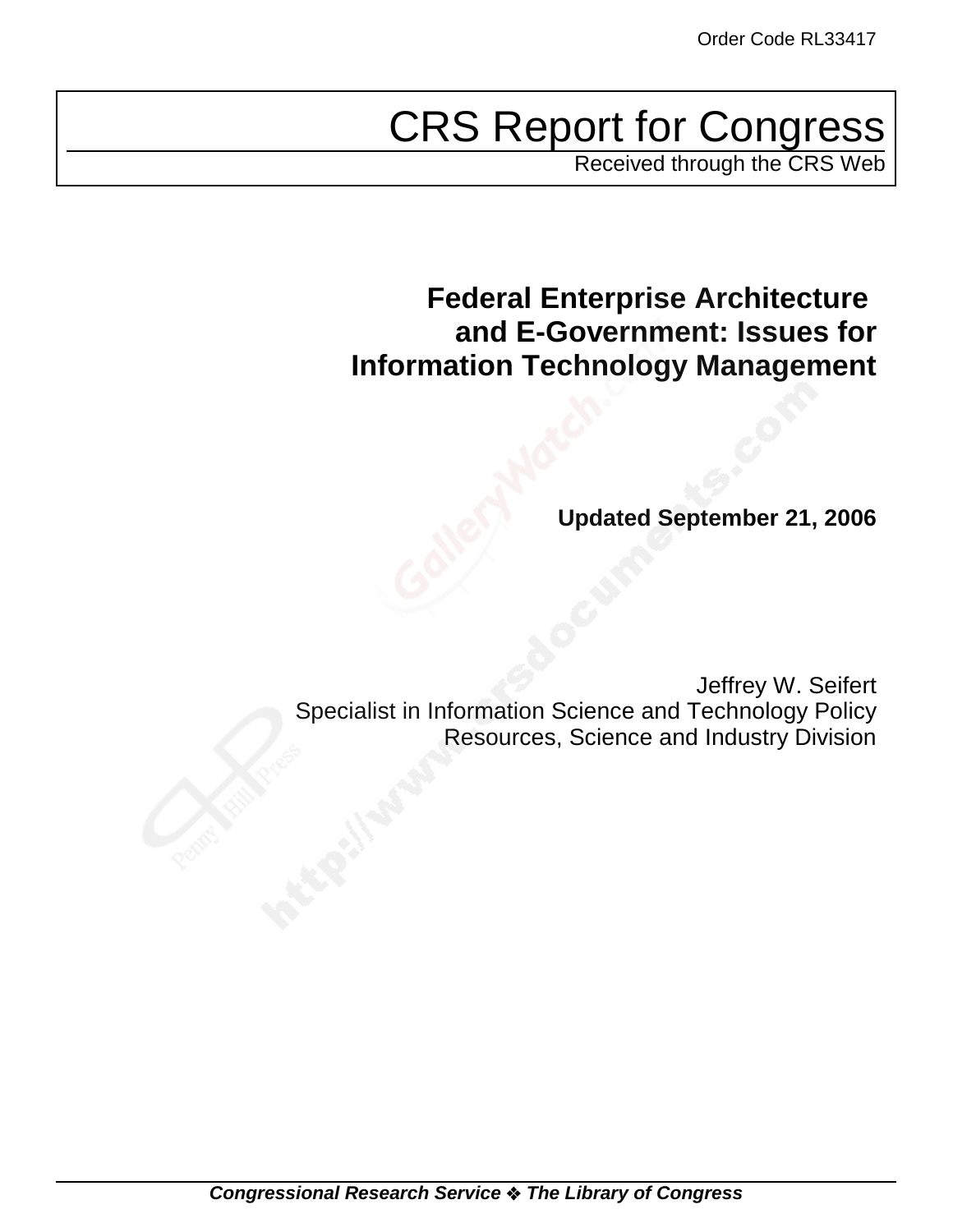Order Code RL33417

# CRS Report for Congress

Received through the CRS Web

## Federal Enterprise Architecture and E-Government: Issues for Information Technology Management

**Updated September 21, 2006**

Jeffrey W. Seifert
Specialist in Information Science and Technology Policy
Resources, Science and Industry Division

***Congressional Research Service ❖ The Library of Congress***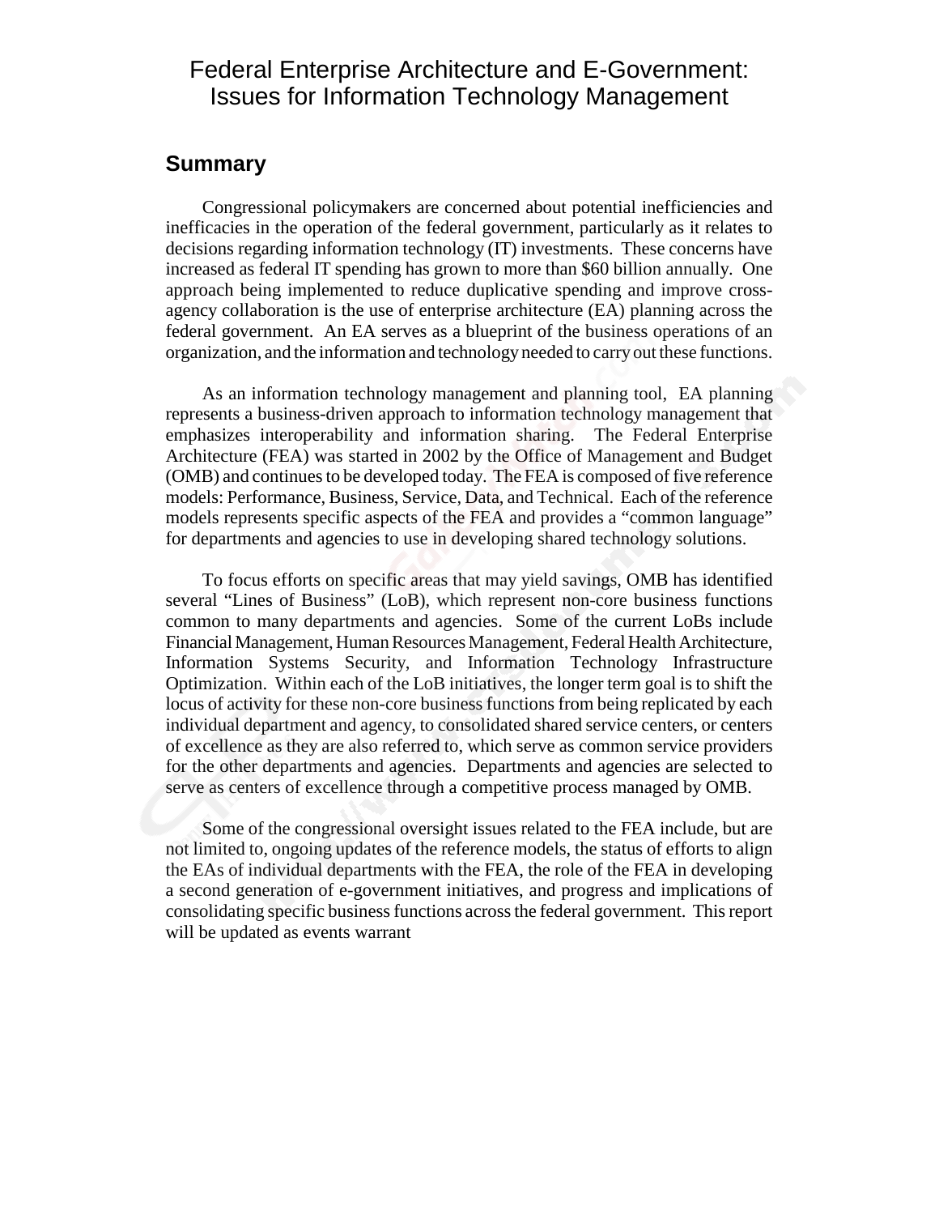# Federal Enterprise Architecture and E-Government: Issues for Information Technology Management

## Summary

Congressional policymakers are concerned about potential inefficiencies and inefficacies in the operation of the federal government, particularly as it relates to decisions regarding information technology (IT) investments. These concerns have increased as federal IT spending has grown to more than $60 billion annually. One approach being implemented to reduce duplicative spending and improve cross-agency collaboration is the use of enterprise architecture (EA) planning across the federal government. An EA serves as a blueprint of the business operations of an organization, and the information and technology needed to carry out these functions.

As an information technology management and planning tool, EA planning represents a business-driven approach to information technology management that emphasizes interoperability and information sharing. The Federal Enterprise Architecture (FEA) was started in 2002 by the Office of Management and Budget (OMB) and continues to be developed today. The FEA is composed of five reference models: Performance, Business, Service, Data, and Technical. Each of the reference models represents specific aspects of the FEA and provides a "common language" for departments and agencies to use in developing shared technology solutions.

To focus efforts on specific areas that may yield savings, OMB has identified several "Lines of Business" (LoB), which represent non-core business functions common to many departments and agencies. Some of the current LoBs include Financial Management, Human Resources Management, Federal Health Architecture, Information Systems Security, and Information Technology Infrastructure Optimization. Within each of the LoB initiatives, the longer term goal is to shift the locus of activity for these non-core business functions from being replicated by each individual department and agency, to consolidated shared service centers, or centers of excellence as they are also referred to, which serve as common service providers for the other departments and agencies. Departments and agencies are selected to serve as centers of excellence through a competitive process managed by OMB.

Some of the congressional oversight issues related to the FEA include, but are not limited to, ongoing updates of the reference models, the status of efforts to align the EAs of individual departments with the FEA, the role of the FEA in developing a second generation of e-government initiatives, and progress and implications of consolidating specific business functions across the federal government. This report will be updated as events warrant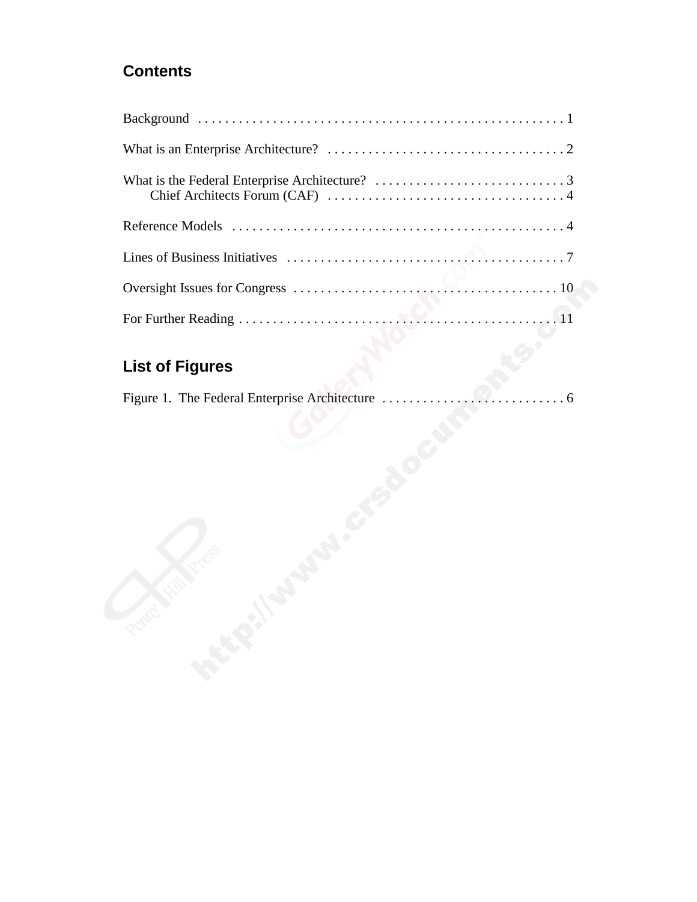## Contents

Background . . . . . . . . . . . . . . . . . . . . . . . . . . . . . . . . . . . . . . . . . . . . . . . . . . . . . 1

What is an Enterprise Architecture? . . . . . . . . . . . . . . . . . . . . . . . . . . . . . . . . . . . . 2

What is the Federal Enterprise Architecture? . . . . . . . . . . . . . . . . . . . . . . . . . . . . . 3
    Chief Architects Forum (CAF) . . . . . . . . . . . . . . . . . . . . . . . . . . . . . . . . . . . . 4

Reference Models . . . . . . . . . . . . . . . . . . . . . . . . . . . . . . . . . . . . . . . . . . . . . . . . . . 4

Lines of Business Initiatives . . . . . . . . . . . . . . . . . . . . . . . . . . . . . . . . . . . . . . . . . . 7

Oversight Issues for Congress . . . . . . . . . . . . . . . . . . . . . . . . . . . . . . . . . . . . . . . . 10

For Further Reading . . . . . . . . . . . . . . . . . . . . . . . . . . . . . . . . . . . . . . . . . . . . . . . . 11

## List of Figures

Figure 1. The Federal Enterprise Architecture . . . . . . . . . . . . . . . . . . . . . . . . . . . 6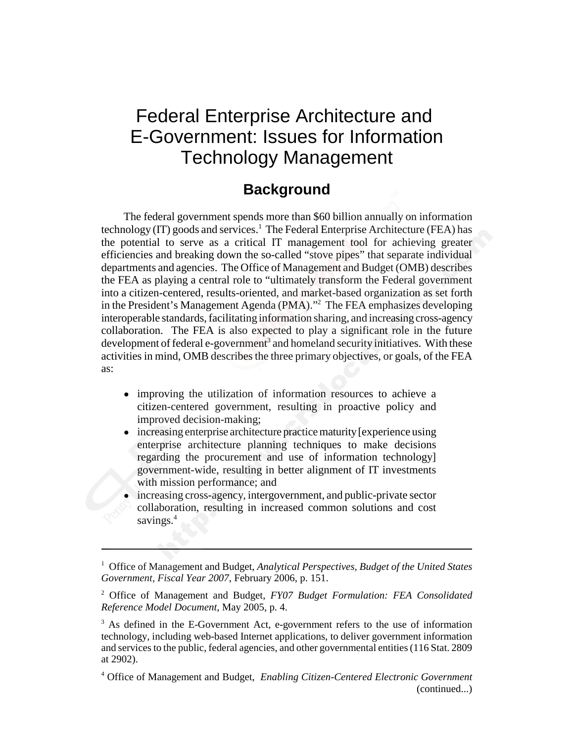# Federal Enterprise Architecture and E-Government: Issues for Information Technology Management

## Background

The federal government spends more than $60 billion annually on information technology (IT) goods and services.[1] The Federal Enterprise Architecture (FEA) has the potential to serve as a critical IT management tool for achieving greater efficiencies and breaking down the so-called "stove pipes" that separate individual departments and agencies. The Office of Management and Budget (OMB) describes the FEA as playing a central role to "ultimately transform the Federal government into a citizen-centered, results-oriented, and market-based organization as set forth in the President's Management Agenda (PMA)."[2] The FEA emphasizes developing interoperable standards, facilitating information sharing, and increasing cross-agency collaboration. The FEA is also expected to play a significant role in the future development of federal e-government[3] and homeland security initiatives. With these activities in mind, OMB describes the three primary objectives, or goals, of the FEA as:

- improving the utilization of information resources to achieve a citizen-centered government, resulting in proactive policy and improved decision-making;
- increasing enterprise architecture practice maturity [experience using enterprise architecture planning techniques to make decisions regarding the procurement and use of information technology] government-wide, resulting in better alignment of IT investments with mission performance; and
- increasing cross-agency, intergovernment, and public-private sector collaboration, resulting in increased common solutions and cost savings.[4]

---

[1] Office of Management and Budget, *Analytical Perspectives, Budget of the United States Government, Fiscal Year 2007*, February 2006, p. 151.

[2] Office of Management and Budget, *FY07 Budget Formulation: FEA Consolidated Reference Model Document*, May 2005, p. 4.

[3] As defined in the E-Government Act, e-government refers to the use of information technology, including web-based Internet applications, to deliver government information and services to the public, federal agencies, and other governmental entities (116 Stat. 2809 at 2902).

[4] Office of Management and Budget, *Enabling Citizen-Centered Electronic Government* (continued...)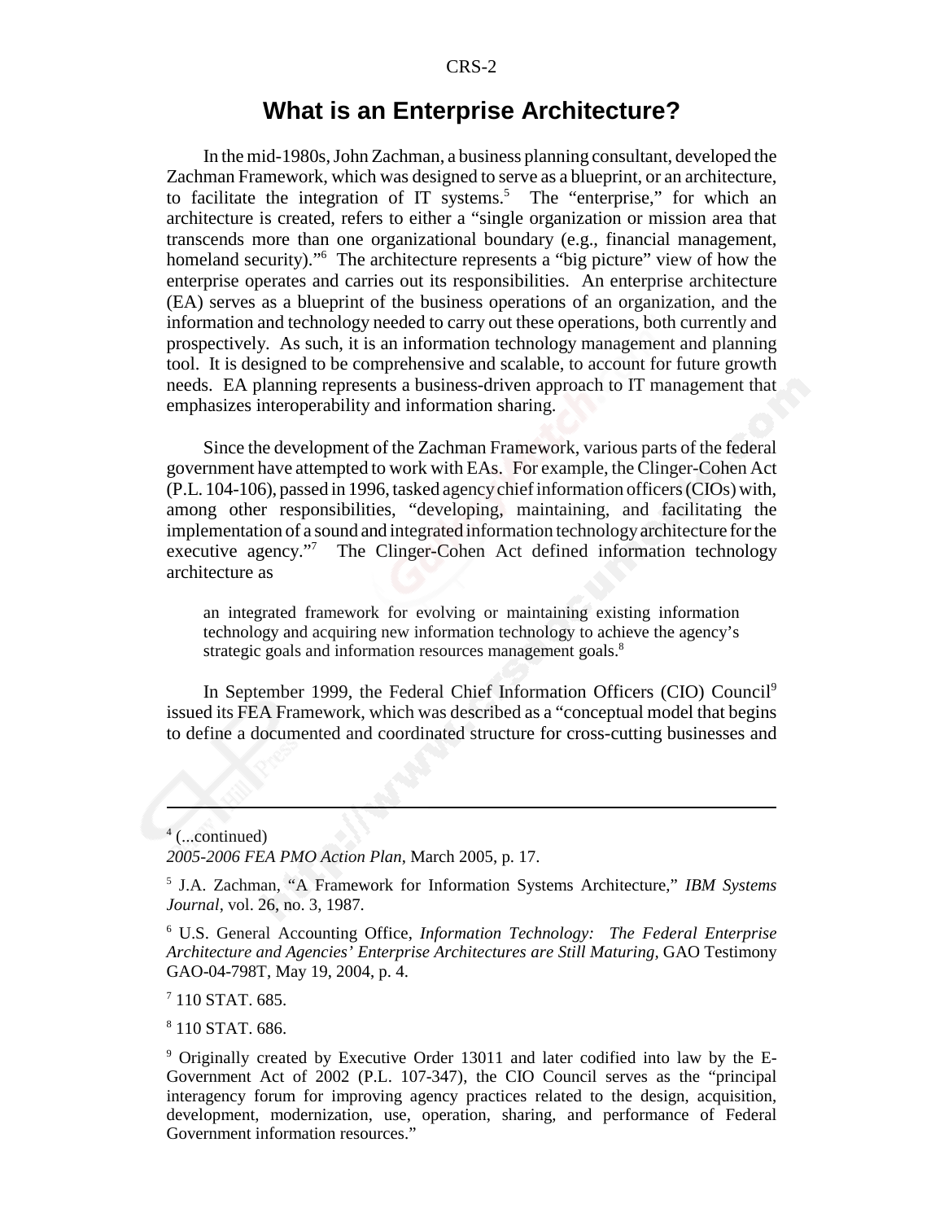# What is an Enterprise Architecture?

In the mid-1980s, John Zachman, a business planning consultant, developed the Zachman Framework, which was designed to serve as a blueprint, or an architecture, to facilitate the integration of IT systems.[5] The "enterprise," for which an architecture is created, refers to either a "single organization or mission area that transcends more than one organizational boundary (e.g., financial management, homeland security)."[6] The architecture represents a "big picture" view of how the enterprise operates and carries out its responsibilities. An enterprise architecture (EA) serves as a blueprint of the business operations of an organization, and the information and technology needed to carry out these operations, both currently and prospectively. As such, it is an information technology management and planning tool. It is designed to be comprehensive and scalable, to account for future growth needs. EA planning represents a business-driven approach to IT management that emphasizes interoperability and information sharing.

Since the development of the Zachman Framework, various parts of the federal government have attempted to work with EAs. For example, the Clinger-Cohen Act (P.L. 104-106), passed in 1996, tasked agency chief information officers (CIOs) with, among other responsibilities, "developing, maintaining, and facilitating the implementation of a sound and integrated information technology architecture for the executive agency."[7] The Clinger-Cohen Act defined information technology architecture as

> an integrated framework for evolving or maintaining existing information technology and acquiring new information technology to achieve the agency's strategic goals and information resources management goals.[8]

In September 1999, the Federal Chief Information Officers (CIO) Council[9] issued its FEA Framework, which was described as a "conceptual model that begins to define a documented and coordinated structure for cross-cutting businesses and

---

[4] (...continued)
*2005-2006 FEA PMO Action Plan*, March 2005, p. 17.

[5] J.A. Zachman, "A Framework for Information Systems Architecture," *IBM Systems Journal*, vol. 26, no. 3, 1987.

[6] U.S. General Accounting Office, *Information Technology: The Federal Enterprise Architecture and Agencies' Enterprise Architectures are Still Maturing*, GAO Testimony GAO-04-798T, May 19, 2004, p. 4.

[7] 110 STAT. 685.

[8] 110 STAT. 686.

[9] Originally created by Executive Order 13011 and later codified into law by the E-Government Act of 2002 (P.L. 107-347), the CIO Council serves as the "principal interagency forum for improving agency practices related to the design, acquisition, development, modernization, use, operation, sharing, and performance of Federal Government information resources."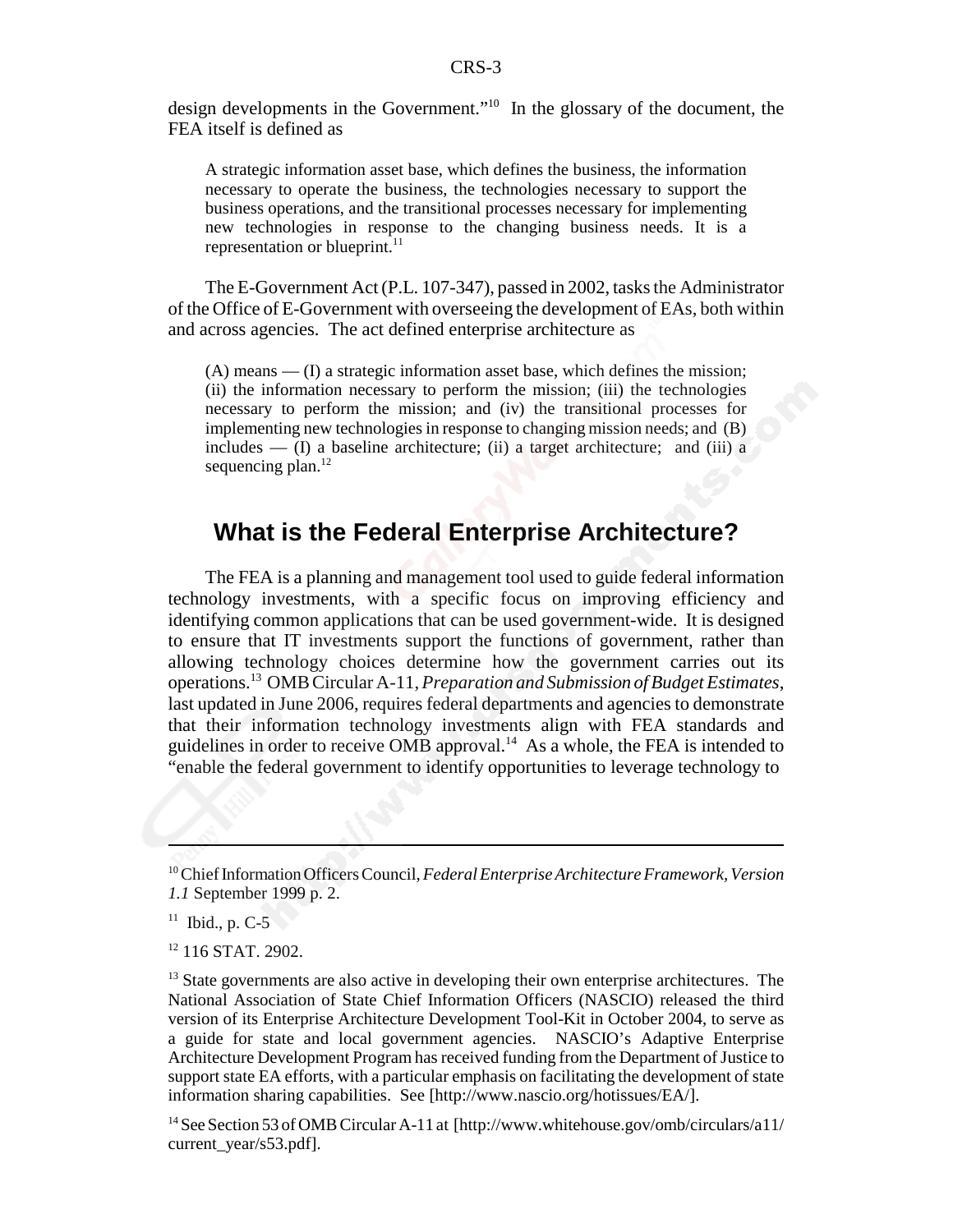design developments in the Government."[10] In the glossary of the document, the FEA itself is defined as

> A strategic information asset base, which defines the business, the information necessary to operate the business, the technologies necessary to support the business operations, and the transitional processes necessary for implementing new technologies in response to the changing business needs. It is a representation or blueprint.[11]

The E-Government Act (P.L. 107-347), passed in 2002, tasks the Administrator of the Office of E-Government with overseeing the development of EAs, both within and across agencies. The act defined enterprise architecture as

> (A) means — (I) a strategic information asset base, which defines the mission; (ii) the information necessary to perform the mission; (iii) the technologies necessary to perform the mission; and (iv) the transitional processes for implementing new technologies in response to changing mission needs; and (B) includes — (I) a baseline architecture; (ii) a target architecture; and (iii) a sequencing plan.[12]

## What is the Federal Enterprise Architecture?

The FEA is a planning and management tool used to guide federal information technology investments, with a specific focus on improving efficiency and identifying common applications that can be used government-wide. It is designed to ensure that IT investments support the functions of government, rather than allowing technology choices determine how the government carries out its operations.[13] OMB Circular A-11, *Preparation and Submission of Budget Estimates*, last updated in June 2006, requires federal departments and agencies to demonstrate that their information technology investments align with FEA standards and guidelines in order to receive OMB approval.[14] As a whole, the FEA is intended to "enable the federal government to identify opportunities to leverage technology to

---

[10] Chief Information Officers Council, *Federal Enterprise Architecture Framework, Version 1.1* September 1999 p. 2.

[11] Ibid., p. C-5

[12] 116 STAT. 2902.

[13] State governments are also active in developing their own enterprise architectures. The National Association of State Chief Information Officers (NASCIO) released the third version of its Enterprise Architecture Development Tool-Kit in October 2004, to serve as a guide for state and local government agencies. NASCIO's Adaptive Enterprise Architecture Development Program has received funding from the Department of Justice to support state EA efforts, with a particular emphasis on facilitating the development of state information sharing capabilities. See [http://www.nascio.org/hotissues/EA/].

[14] See Section 53 of OMB Circular A-11 at [http://www.whitehouse.gov/omb/circulars/a11/current_year/s53.pdf].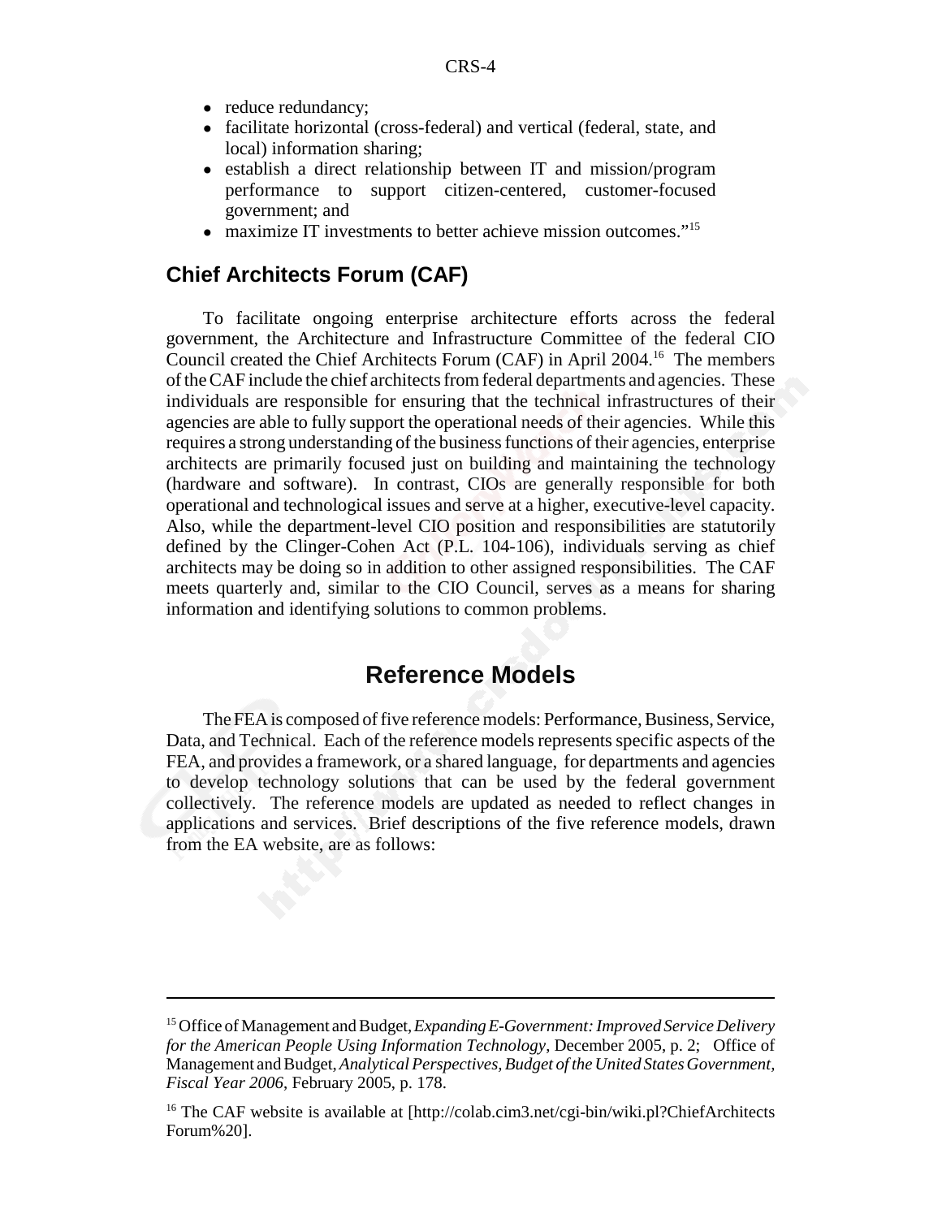- reduce redundancy;
- facilitate horizontal (cross-federal) and vertical (federal, state, and local) information sharing;
- establish a direct relationship between IT and mission/program performance to support citizen-centered, customer-focused government; and
- maximize IT investments to better achieve mission outcomes."[15]

## Chief Architects Forum (CAF)

To facilitate ongoing enterprise architecture efforts across the federal government, the Architecture and Infrastructure Committee of the federal CIO Council created the Chief Architects Forum (CAF) in April 2004.[16] The members of the CAF include the chief architects from federal departments and agencies. These individuals are responsible for ensuring that the technical infrastructures of their agencies are able to fully support the operational needs of their agencies. While this requires a strong understanding of the business functions of their agencies, enterprise architects are primarily focused just on building and maintaining the technology (hardware and software). In contrast, CIOs are generally responsible for both operational and technological issues and serve at a higher, executive-level capacity. Also, while the department-level CIO position and responsibilities are statutorily defined by the Clinger-Cohen Act (P.L. 104-106), individuals serving as chief architects may be doing so in addition to other assigned responsibilities. The CAF meets quarterly and, similar to the CIO Council, serves as a means for sharing information and identifying solutions to common problems.

# Reference Models

The FEA is composed of five reference models: Performance, Business, Service, Data, and Technical. Each of the reference models represents specific aspects of the FEA, and provides a framework, or a shared language, for departments and agencies to develop technology solutions that can be used by the federal government collectively. The reference models are updated as needed to reflect changes in applications and services. Brief descriptions of the five reference models, drawn from the EA website, are as follows:

---

[15] Office of Management and Budget, *Expanding E-Government: Improved Service Delivery for the American People Using Information Technology*, December 2005, p. 2; Office of Management and Budget, *Analytical Perspectives, Budget of the United States Government, Fiscal Year 2006*, February 2005, p. 178.

[16] The CAF website is available at [http://colab.cim3.net/cgi-bin/wiki.pl?ChiefArchitects Forum%20].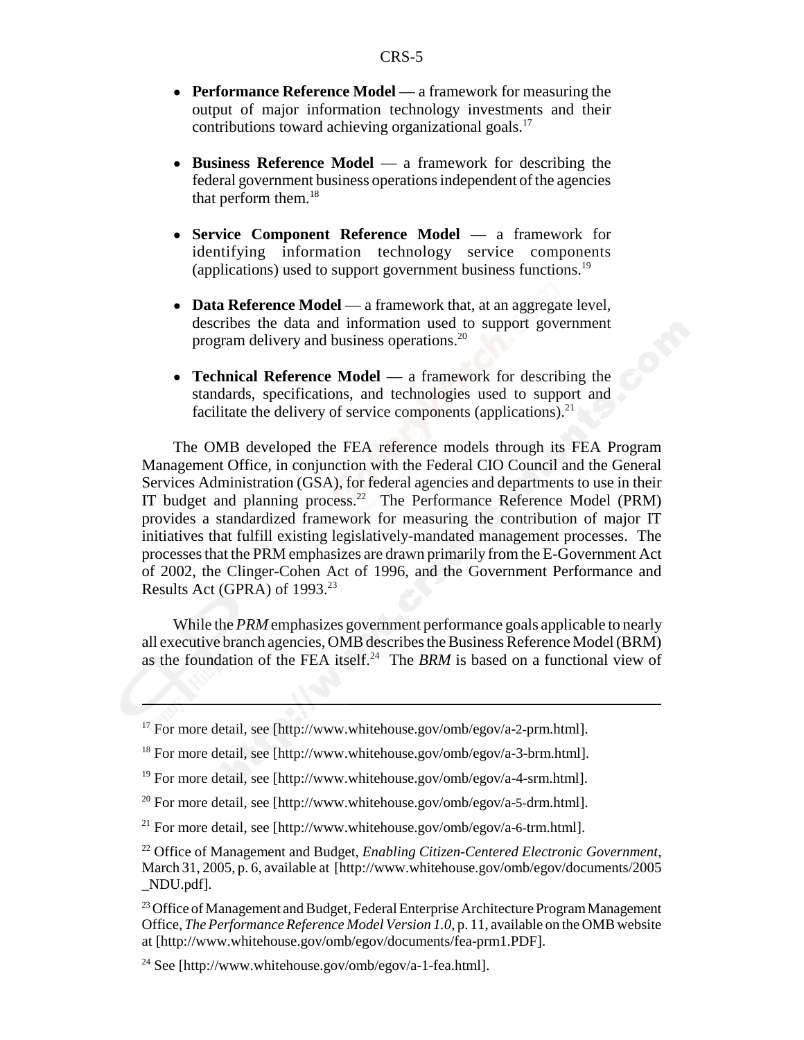- **Performance Reference Model** — a framework for measuring the output of major information technology investments and their contributions toward achieving organizational goals.[17]

- **Business Reference Model** — a framework for describing the federal government business operations independent of the agencies that perform them.[18]

- **Service Component Reference Model** — a framework for identifying information technology service components (applications) used to support government business functions.[19]

- **Data Reference Model** — a framework that, at an aggregate level, describes the data and information used to support government program delivery and business operations.[20]

- **Technical Reference Model** — a framework for describing the standards, specifications, and technologies used to support and facilitate the delivery of service components (applications).[21]

The OMB developed the FEA reference models through its FEA Program Management Office, in conjunction with the Federal CIO Council and the General Services Administration (GSA), for federal agencies and departments to use in their IT budget and planning process.[22] The Performance Reference Model (PRM) provides a standardized framework for measuring the contribution of major IT initiatives that fulfill existing legislatively-mandated management processes. The processes that the PRM emphasizes are drawn primarily from the E-Government Act of 2002, the Clinger-Cohen Act of 1996, and the Government Performance and Results Act (GPRA) of 1993.[23]

While the *PRM* emphasizes government performance goals applicable to nearly all executive branch agencies, OMB describes the Business Reference Model (BRM) as the foundation of the FEA itself.[24] The *BRM* is based on a functional view of

---

[17] For more detail, see [http://www.whitehouse.gov/omb/egov/a-2-prm.html].

[18] For more detail, see [http://www.whitehouse.gov/omb/egov/a-3-brm.html].

[19] For more detail, see [http://www.whitehouse.gov/omb/egov/a-4-srm.html].

[20] For more detail, see [http://www.whitehouse.gov/omb/egov/a-5-drm.html].

[21] For more detail, see [http://www.whitehouse.gov/omb/egov/a-6-trm.html].

[22] Office of Management and Budget, *Enabling Citizen-Centered Electronic Government*, March 31, 2005, p. 6, available at [http://www.whitehouse.gov/omb/egov/documents/2005_NDU.pdf].

[23] Office of Management and Budget, Federal Enterprise Architecture Program Management Office, *The Performance Reference Model Version 1.0*, p. 11, available on the OMB website at [http://www.whitehouse.gov/omb/egov/documents/fea-prm1.PDF].

[24] See [http://www.whitehouse.gov/omb/egov/a-1-fea.html].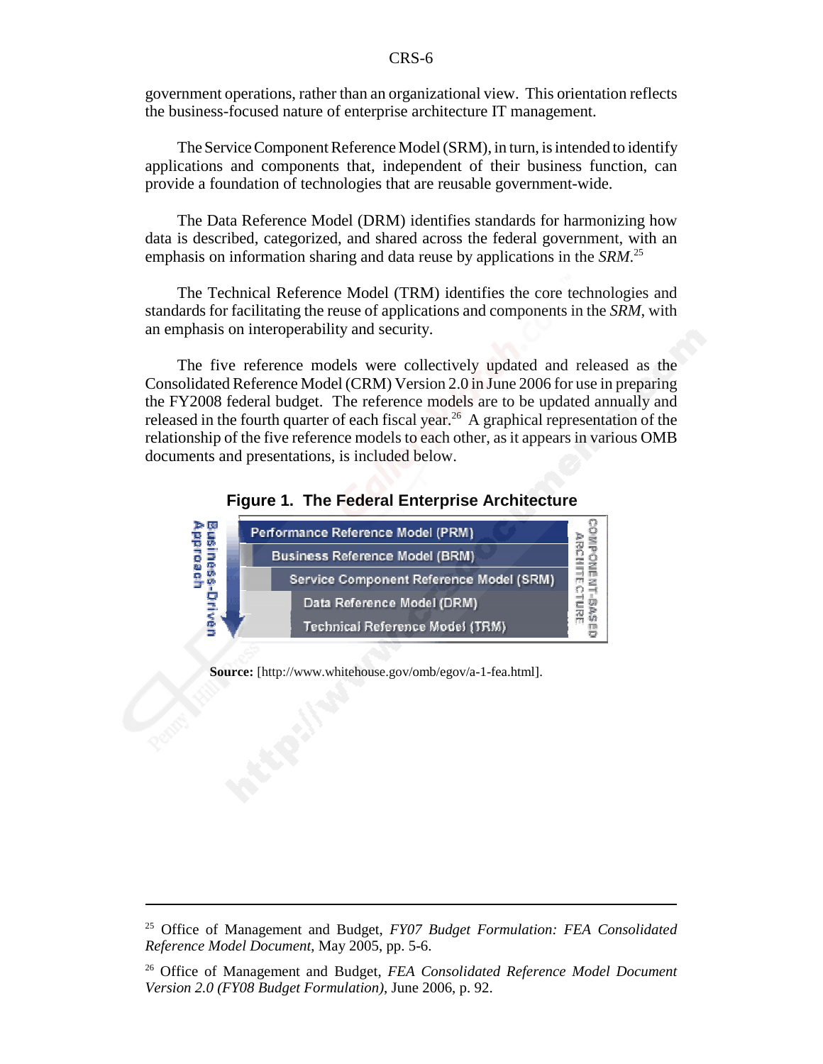government operations, rather than an organizational view. This orientation reflects the business-focused nature of enterprise architecture IT management.

The Service Component Reference Model (SRM), in turn, is intended to identify applications and components that, independent of their business function, can provide a foundation of technologies that are reusable government-wide.

The Data Reference Model (DRM) identifies standards for harmonizing how data is described, categorized, and shared across the federal government, with an emphasis on information sharing and data reuse by applications in the *SRM*.[25]

The Technical Reference Model (TRM) identifies the core technologies and standards for facilitating the reuse of applications and components in the *SRM*, with an emphasis on interoperability and security.

The five reference models were collectively updated and released as the Consolidated Reference Model (CRM) Version 2.0 in June 2006 for use in preparing the FY2008 federal budget. The reference models are to be updated annually and released in the fourth quarter of each fiscal year.[26] A graphical representation of the relationship of the five reference models to each other, as it appears in various OMB documents and presentations, is included below.

**Figure 1. The Federal Enterprise Architecture**

Business-Driven Approach

- Performance Reference Model (PRM)
- Business Reference Model (BRM)
- Service Component Reference Model (SRM)
- Data Reference Model (DRM)
- Technical Reference Model (TRM)

COMPONENT-BASED ARCHITECTURE

**Source:** [http://www.whitehouse.gov/omb/egov/a-1-fea.html].

---

[25] Office of Management and Budget, *FY07 Budget Formulation: FEA Consolidated Reference Model Document*, May 2005, pp. 5-6.

[26] Office of Management and Budget, *FEA Consolidated Reference Model Document Version 2.0 (FY08 Budget Formulation)*, June 2006, p. 92.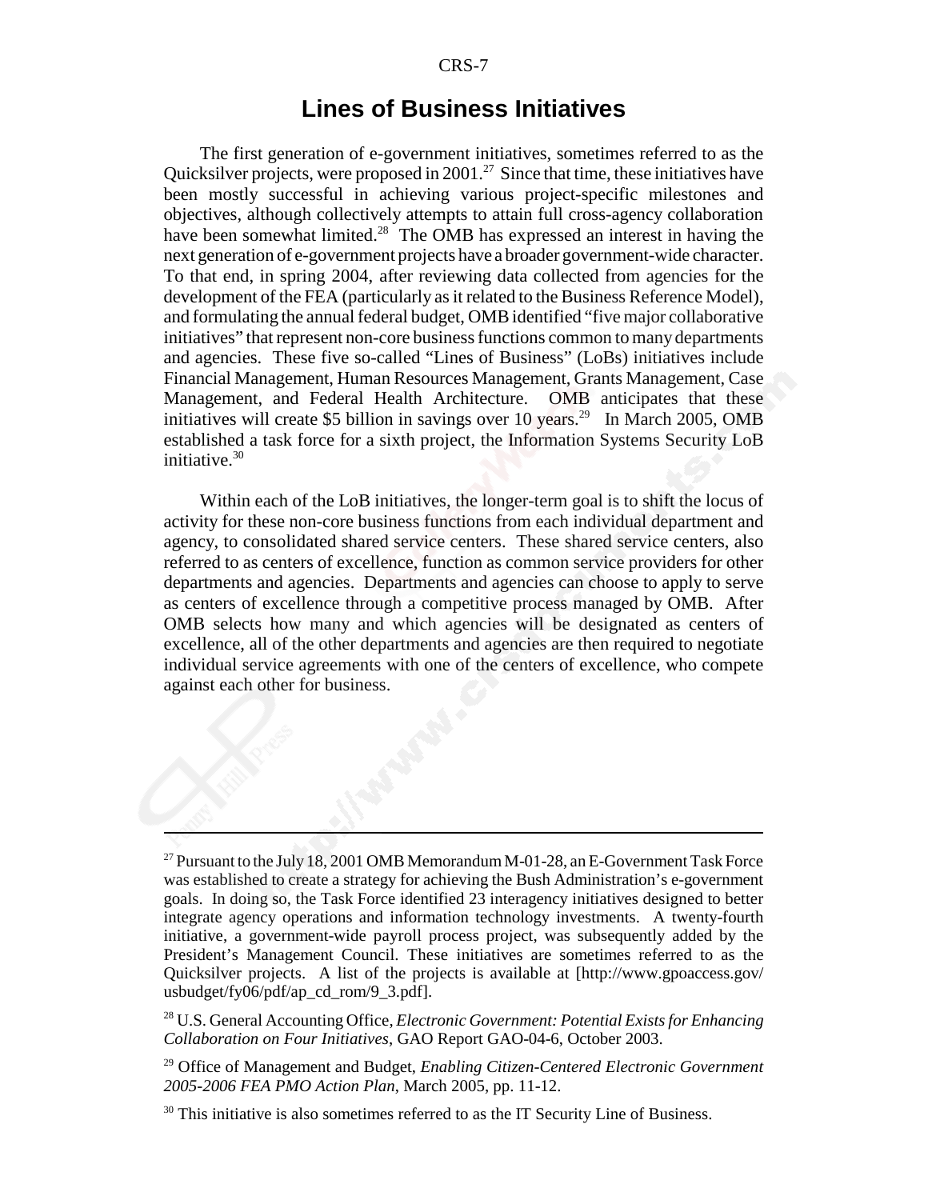## Lines of Business Initiatives

The first generation of e-government initiatives, sometimes referred to as the Quicksilver projects, were proposed in 2001.[27] Since that time, these initiatives have been mostly successful in achieving various project-specific milestones and objectives, although collectively attempts to attain full cross-agency collaboration have been somewhat limited.[28] The OMB has expressed an interest in having the next generation of e-government projects have a broader government-wide character. To that end, in spring 2004, after reviewing data collected from agencies for the development of the FEA (particularly as it related to the Business Reference Model), and formulating the annual federal budget, OMB identified "five major collaborative initiatives" that represent non-core business functions common to many departments and agencies. These five so-called "Lines of Business" (LoBs) initiatives include Financial Management, Human Resources Management, Grants Management, Case Management, and Federal Health Architecture. OMB anticipates that these initiatives will create $5 billion in savings over 10 years.[29] In March 2005, OMB established a task force for a sixth project, the Information Systems Security LoB initiative.[30]

Within each of the LoB initiatives, the longer-term goal is to shift the locus of activity for these non-core business functions from each individual department and agency, to consolidated shared service centers. These shared service centers, also referred to as centers of excellence, function as common service providers for other departments and agencies. Departments and agencies can choose to apply to serve as centers of excellence through a competitive process managed by OMB. After OMB selects how many and which agencies will be designated as centers of excellence, all of the other departments and agencies are then required to negotiate individual service agreements with one of the centers of excellence, who compete against each other for business.

---

[27] Pursuant to the July 18, 2001 OMB Memorandum M-01-28, an E-Government Task Force was established to create a strategy for achieving the Bush Administration's e-government goals. In doing so, the Task Force identified 23 interagency initiatives designed to better integrate agency operations and information technology investments. A twenty-fourth initiative, a government-wide payroll process project, was subsequently added by the President's Management Council. These initiatives are sometimes referred to as the Quicksilver projects. A list of the projects is available at [http://www.gpoaccess.gov/usbudget/fy06/pdf/ap_cd_rom/9_3.pdf].

[28] U.S. General Accounting Office, *Electronic Government: Potential Exists for Enhancing Collaboration on Four Initiatives*, GAO Report GAO-04-6, October 2003.

[29] Office of Management and Budget, *Enabling Citizen-Centered Electronic Government 2005-2006 FEA PMO Action Plan*, March 2005, pp. 11-12.

[30] This initiative is also sometimes referred to as the IT Security Line of Business.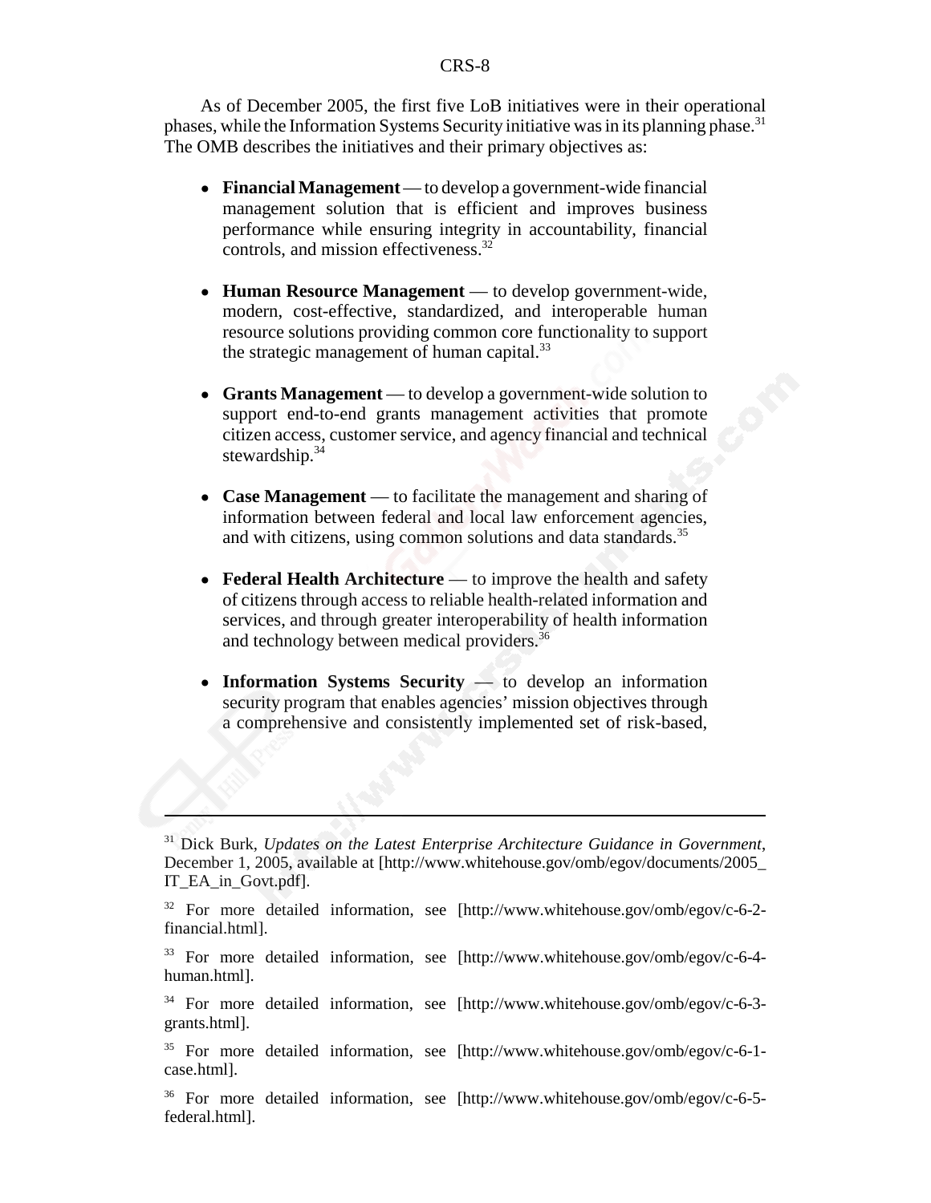As of December 2005, the first five LoB initiatives were in their operational phases, while the Information Systems Security initiative was in its planning phase.[31] The OMB describes the initiatives and their primary objectives as:

- **Financial Management** — to develop a government-wide financial management solution that is efficient and improves business performance while ensuring integrity in accountability, financial controls, and mission effectiveness.[32]

- **Human Resource Management** — to develop government-wide, modern, cost-effective, standardized, and interoperable human resource solutions providing common core functionality to support the strategic management of human capital.[33]

- **Grants Management** — to develop a government-wide solution to support end-to-end grants management activities that promote citizen access, customer service, and agency financial and technical stewardship.[34]

- **Case Management** — to facilitate the management and sharing of information between federal and local law enforcement agencies, and with citizens, using common solutions and data standards.[35]

- **Federal Health Architecture** — to improve the health and safety of citizens through access to reliable health-related information and services, and through greater interoperability of health information and technology between medical providers.[36]

- **Information Systems Security** — to develop an information security program that enables agencies' mission objectives through a comprehensive and consistently implemented set of risk-based,

---

[31] Dick Burk, *Updates on the Latest Enterprise Architecture Guidance in Government*, December 1, 2005, available at [http://www.whitehouse.gov/omb/egov/documents/2005_IT_EA_in_Govt.pdf].

[32] For more detailed information, see [http://www.whitehouse.gov/omb/egov/c-6-2-financial.html].

[33] For more detailed information, see [http://www.whitehouse.gov/omb/egov/c-6-4-human.html].

[34] For more detailed information, see [http://www.whitehouse.gov/omb/egov/c-6-3-grants.html].

[35] For more detailed information, see [http://www.whitehouse.gov/omb/egov/c-6-1-case.html].

[36] For more detailed information, see [http://www.whitehouse.gov/omb/egov/c-6-5-federal.html].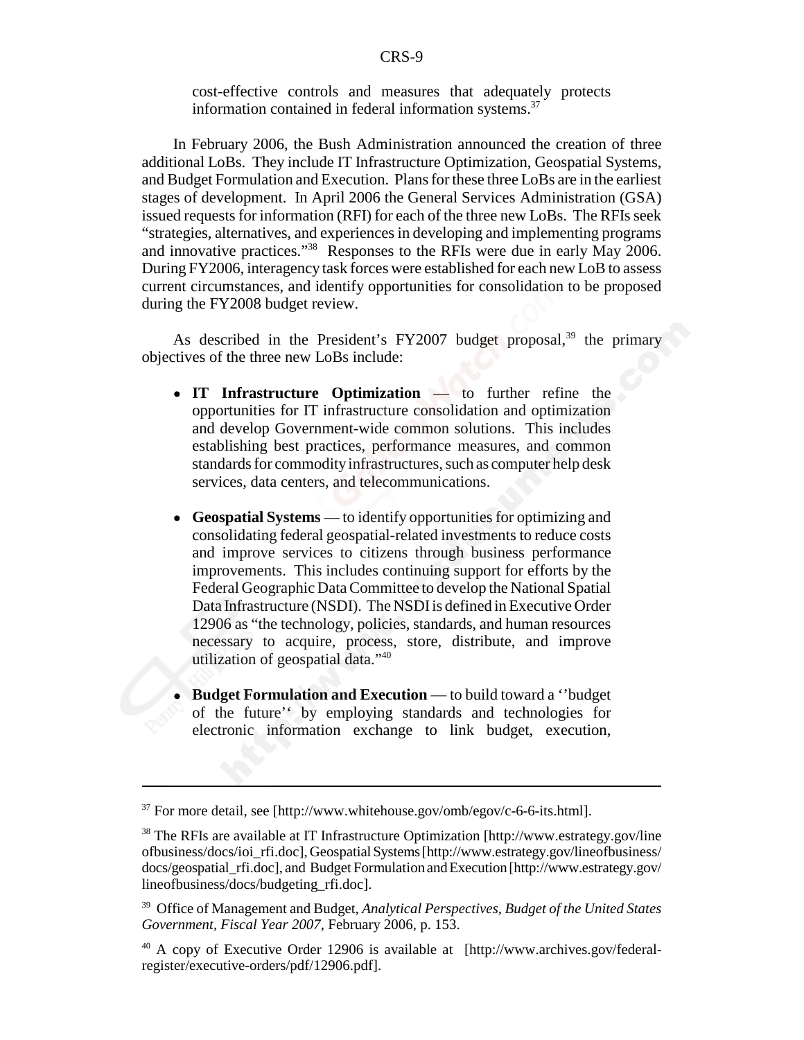cost-effective controls and measures that adequately protects information contained in federal information systems.[37]

In February 2006, the Bush Administration announced the creation of three additional LoBs. They include IT Infrastructure Optimization, Geospatial Systems, and Budget Formulation and Execution. Plans for these three LoBs are in the earliest stages of development. In April 2006 the General Services Administration (GSA) issued requests for information (RFI) for each of the three new LoBs. The RFIs seek "strategies, alternatives, and experiences in developing and implementing programs and innovative practices."[38] Responses to the RFIs were due in early May 2006. During FY2006, interagency task forces were established for each new LoB to assess current circumstances, and identify opportunities for consolidation to be proposed during the FY2008 budget review.

As described in the President's FY2007 budget proposal,[39] the primary objectives of the three new LoBs include:

- **IT Infrastructure Optimization** — to further refine the opportunities for IT infrastructure consolidation and optimization and develop Government-wide common solutions. This includes establishing best practices, performance measures, and common standards for commodity infrastructures, such as computer help desk services, data centers, and telecommunications.
- **Geospatial Systems** — to identify opportunities for optimizing and consolidating federal geospatial-related investments to reduce costs and improve services to citizens through business performance improvements. This includes continuing support for efforts by the Federal Geographic Data Committee to develop the National Spatial Data Infrastructure (NSDI). The NSDI is defined in Executive Order 12906 as "the technology, policies, standards, and human resources necessary to acquire, process, store, distribute, and improve utilization of geospatial data."[40]
- **Budget Formulation and Execution** — to build toward a ''budget of the future'' by employing standards and technologies for electronic information exchange to link budget, execution,

---

[37] For more detail, see [http://www.whitehouse.gov/omb/egov/c-6-6-its.html].

[38] The RFIs are available at IT Infrastructure Optimization [http://www.estrategy.gov/lineofbusiness/docs/ioi_rfi.doc], Geospatial Systems [http://www.estrategy.gov/lineofbusiness/docs/geospatial_rfi.doc], and Budget Formulation and Execution [http://www.estrategy.gov/lineofbusiness/docs/budgeting_rfi.doc].

[39] Office of Management and Budget, *Analytical Perspectives, Budget of the United States Government, Fiscal Year 2007*, February 2006, p. 153.

[40] A copy of Executive Order 12906 is available at [http://www.archives.gov/federal-register/executive-orders/pdf/12906.pdf].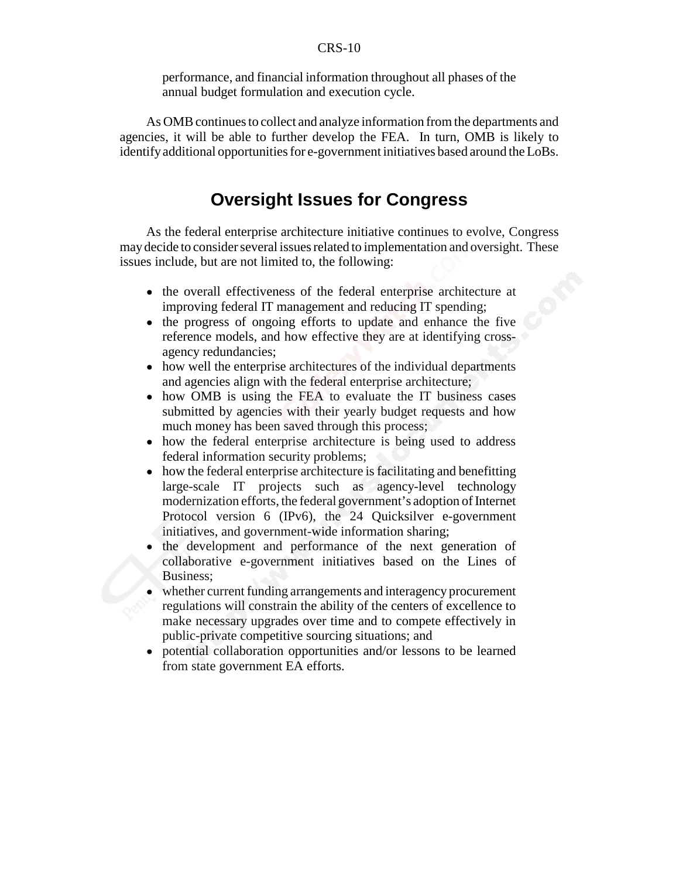performance, and financial information throughout all phases of the annual budget formulation and execution cycle.

As OMB continues to collect and analyze information from the departments and agencies, it will be able to further develop the FEA. In turn, OMB is likely to identify additional opportunities for e-government initiatives based around the LoBs.

## Oversight Issues for Congress

As the federal enterprise architecture initiative continues to evolve, Congress may decide to consider several issues related to implementation and oversight. These issues include, but are not limited to, the following:

- the overall effectiveness of the federal enterprise architecture at improving federal IT management and reducing IT spending;
- the progress of ongoing efforts to update and enhance the five reference models, and how effective they are at identifying cross-agency redundancies;
- how well the enterprise architectures of the individual departments and agencies align with the federal enterprise architecture;
- how OMB is using the FEA to evaluate the IT business cases submitted by agencies with their yearly budget requests and how much money has been saved through this process;
- how the federal enterprise architecture is being used to address federal information security problems;
- how the federal enterprise architecture is facilitating and benefitting large-scale IT projects such as agency-level technology modernization efforts, the federal government's adoption of Internet Protocol version 6 (IPv6), the 24 Quicksilver e-government initiatives, and government-wide information sharing;
- the development and performance of the next generation of collaborative e-government initiatives based on the Lines of Business;
- whether current funding arrangements and interagency procurement regulations will constrain the ability of the centers of excellence to make necessary upgrades over time and to compete effectively in public-private competitive sourcing situations; and
- potential collaboration opportunities and/or lessons to be learned from state government EA efforts.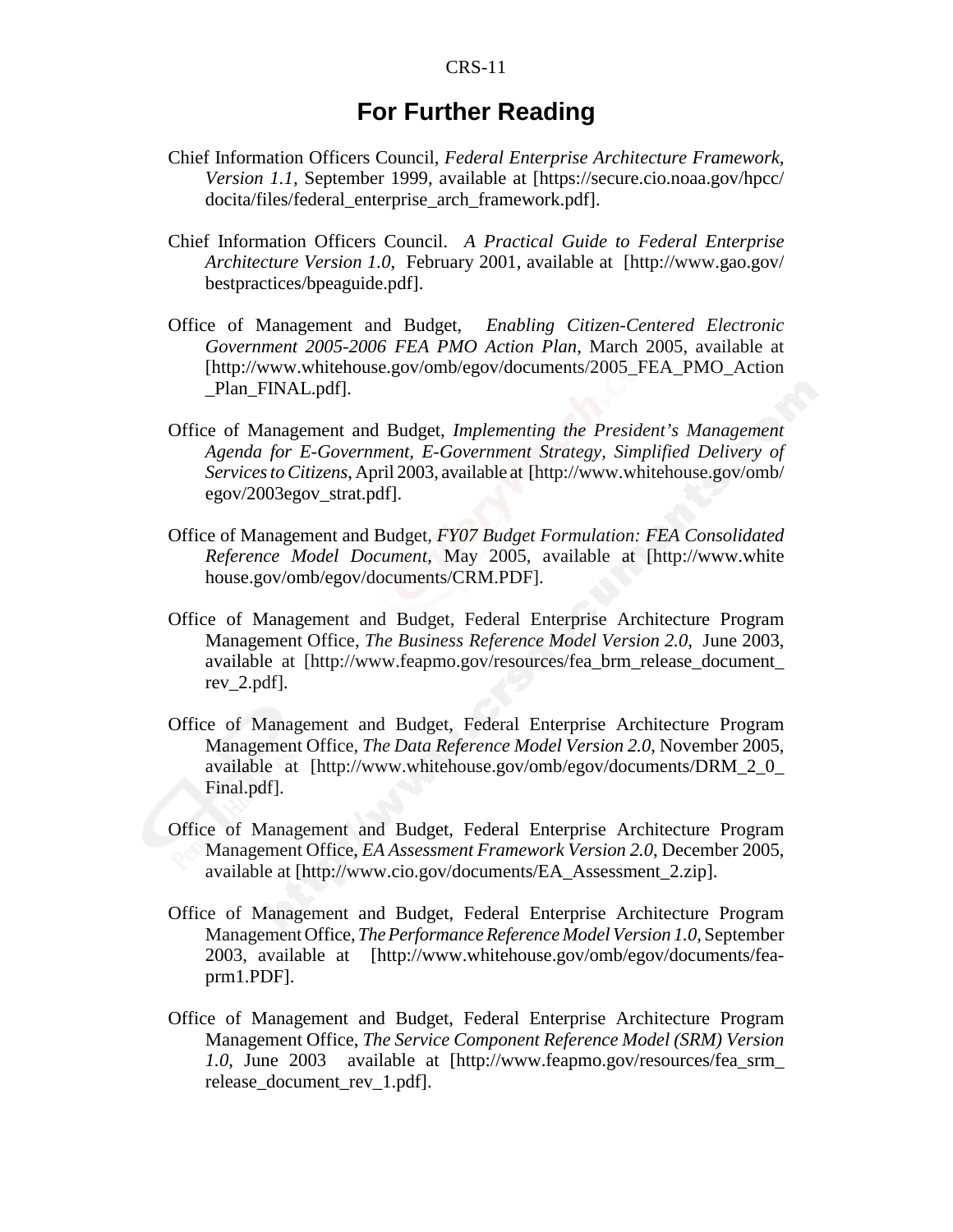## For Further Reading

Chief Information Officers Council, *Federal Enterprise Architecture Framework, Version 1.1*, September 1999, available at [https://secure.cio.noaa.gov/hpcc/docita/files/federal_enterprise_arch_framework.pdf].

Chief Information Officers Council. *A Practical Guide to Federal Enterprise Architecture Version 1.0*, February 2001, available at [http://www.gao.gov/bestpractices/bpeaguide.pdf].

Office of Management and Budget, *Enabling Citizen-Centered Electronic Government 2005-2006 FEA PMO Action Plan*, March 2005, available at [http://www.whitehouse.gov/omb/egov/documents/2005_FEA_PMO_Action_Plan_FINAL.pdf].

Office of Management and Budget, *Implementing the President's Management Agenda for E-Government, E-Government Strategy, Simplified Delivery of Services to Citizens*, April 2003, available at [http://www.whitehouse.gov/omb/egov/2003egov_strat.pdf].

Office of Management and Budget, *FY07 Budget Formulation: FEA Consolidated Reference Model Document*, May 2005, available at [http://www.whitehouse.gov/omb/egov/documents/CRM.PDF].

Office of Management and Budget, Federal Enterprise Architecture Program Management Office, *The Business Reference Model Version 2.0*, June 2003, available at [http://www.feapmo.gov/resources/fea_brm_release_document_rev_2.pdf].

Office of Management and Budget, Federal Enterprise Architecture Program Management Office, *The Data Reference Model Version 2.0*, November 2005, available at [http://www.whitehouse.gov/omb/egov/documents/DRM_2_0_Final.pdf].

Office of Management and Budget, Federal Enterprise Architecture Program Management Office, *EA Assessment Framework Version 2.0*, December 2005, available at [http://www.cio.gov/documents/EA_Assessment_2.zip].

Office of Management and Budget, Federal Enterprise Architecture Program Management Office, *The Performance Reference Model Version 1.0*, September 2003, available at [http://www.whitehouse.gov/omb/egov/documents/fea-prm1.PDF].

Office of Management and Budget, Federal Enterprise Architecture Program Management Office, *The Service Component Reference Model (SRM) Version 1.0*, June 2003 available at [http://www.feapmo.gov/resources/fea_srm_release_document_rev_1.pdf].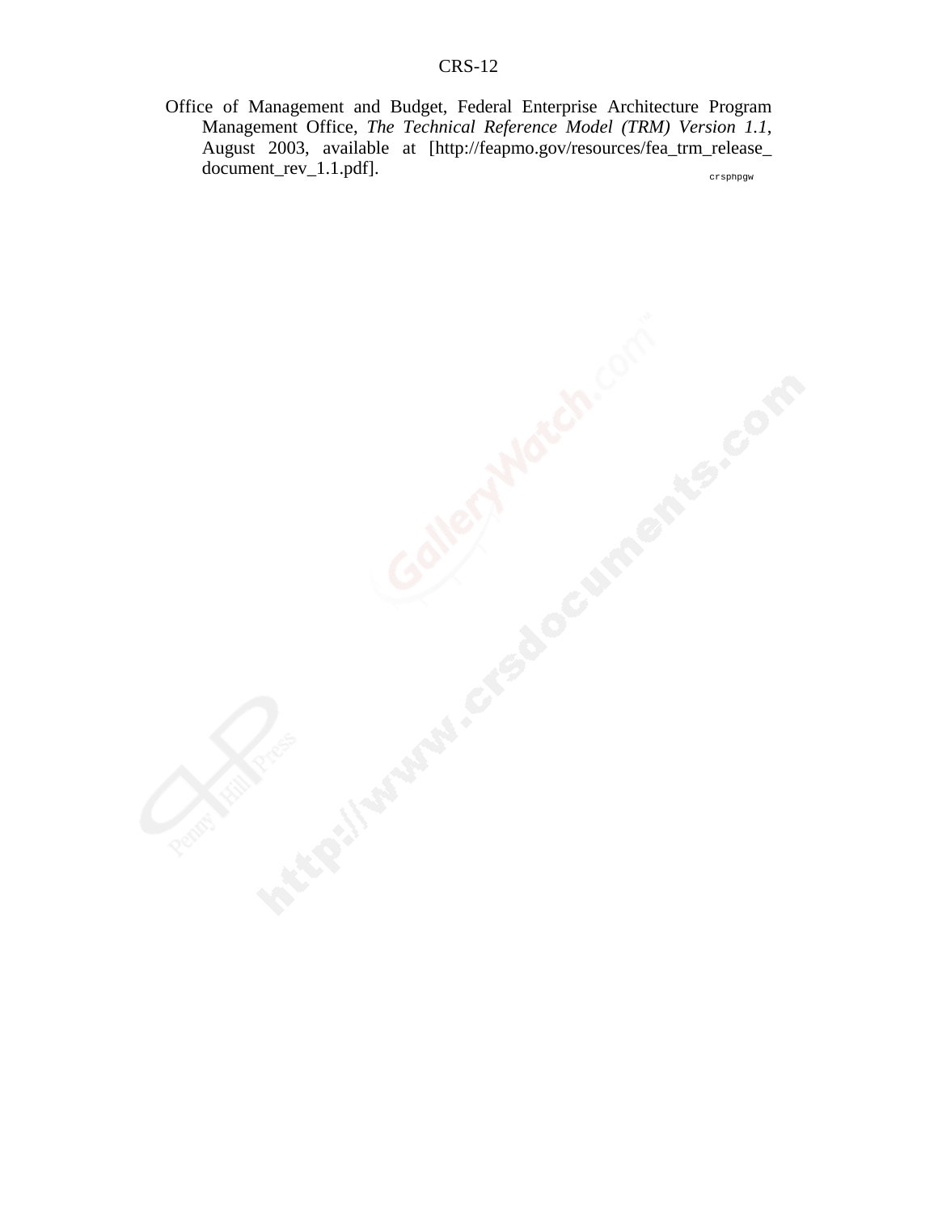Office of Management and Budget, Federal Enterprise Architecture Program Management Office, *The Technical Reference Model (TRM) Version 1.1*, August 2003, available at [http://feapmo.gov/resources/fea_trm_release_document_rev_1.1.pdf].